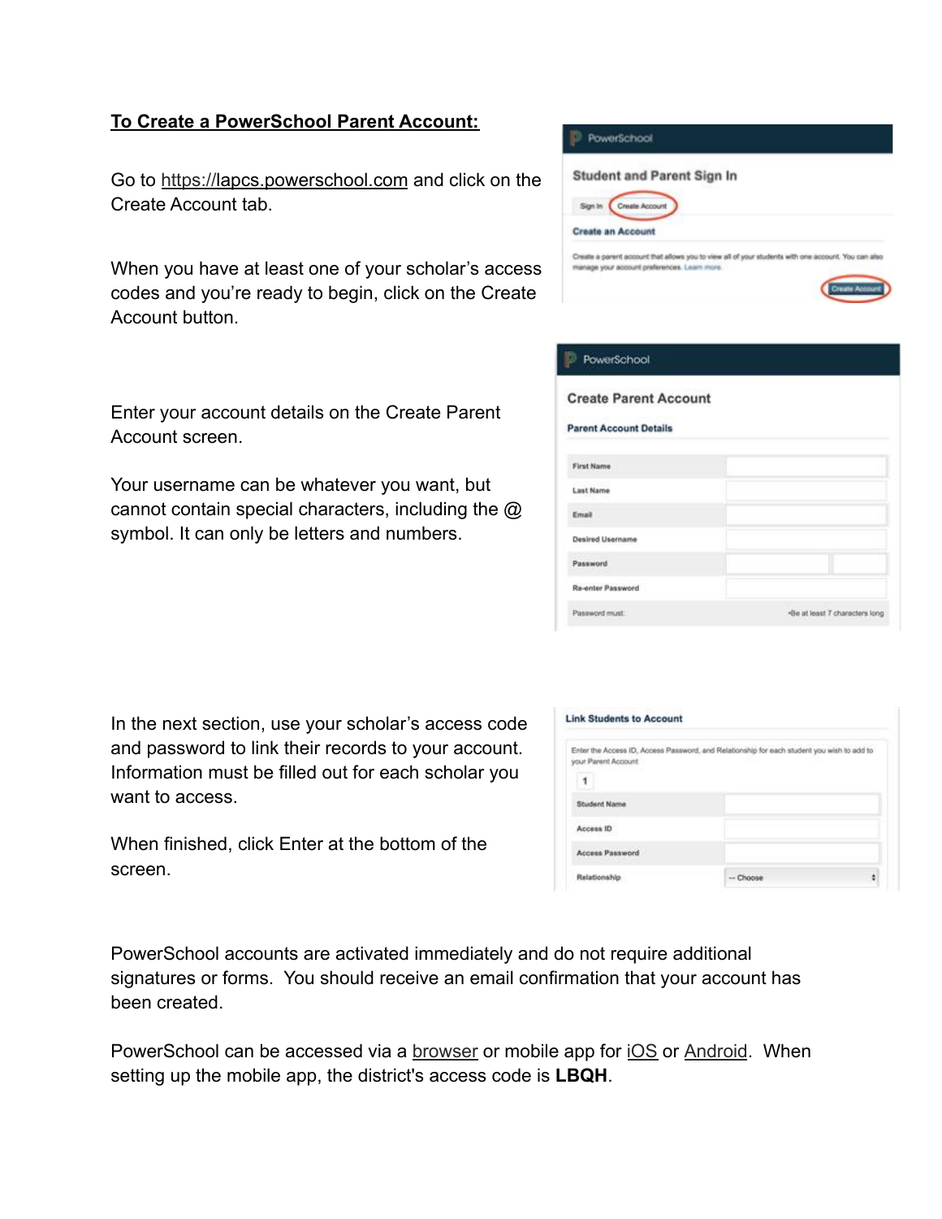**<u>To Create a PowerSchool Parent Account:</u>**

Go to https://lapcs.powerschool.com and click on the Create Account tab.

When you have at least one of your scholar's access codes and you're ready to begin, click on the Create Account button.

Enter your account details on the Create Parent Account screen.

Your username can be whatever you want, but cannot contain special characters, including the @ symbol. It can only be letters and numbers.

In the next section, use your scholar's access code and password to link their records to your account. Information must be filled out for each scholar you want to access.

When finished, click Enter at the bottom of the screen.

PowerSchool accounts are activated immediately and do not require additional signatures or forms. You should receive an email confirmation that your account has been created.

PowerSchool can be accessed via a browser or mobile app for iOS or Android. When setting up the mobile app, the district's access code is **LBQH**.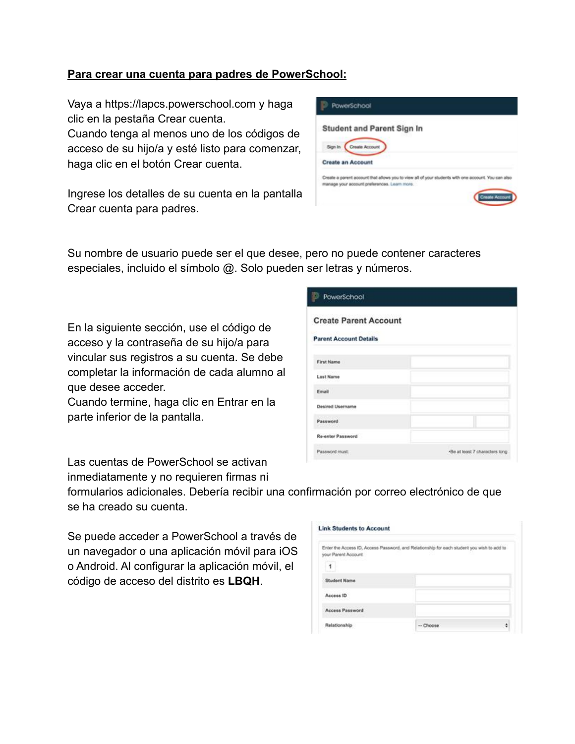**Para crear una cuenta para padres de PowerSchool:**

Vaya a https://lapcs.powerschool.com y haga clic en la pestaña Crear cuenta.
Cuando tenga al menos uno de los códigos de acceso de su hijo/a y esté listo para comenzar, haga clic en el botón Crear cuenta.

Ingrese los detalles de su cuenta en la pantalla Crear cuenta para padres.

Su nombre de usuario puede ser el que desee, pero no puede contener caracteres especiales, incluido el símbolo @. Solo pueden ser letras y números.

En la siguiente sección, use el código de acceso y la contraseña de su hijo/a para vincular sus registros a su cuenta. Se debe completar la información de cada alumno al que desee acceder.
Cuando termine, haga clic en Entrar en la parte inferior de la pantalla.

Las cuentas de PowerSchool se activan inmediatamente y no requieren firmas ni formularios adicionales. Debería recibir una confirmación por correo electrónico de que se ha creado su cuenta.

Se puede acceder a PowerSchool a través de un navegador o una aplicación móvil para iOS o Android. Al configurar la aplicación móvil, el código de acceso del distrito es **LBQH**.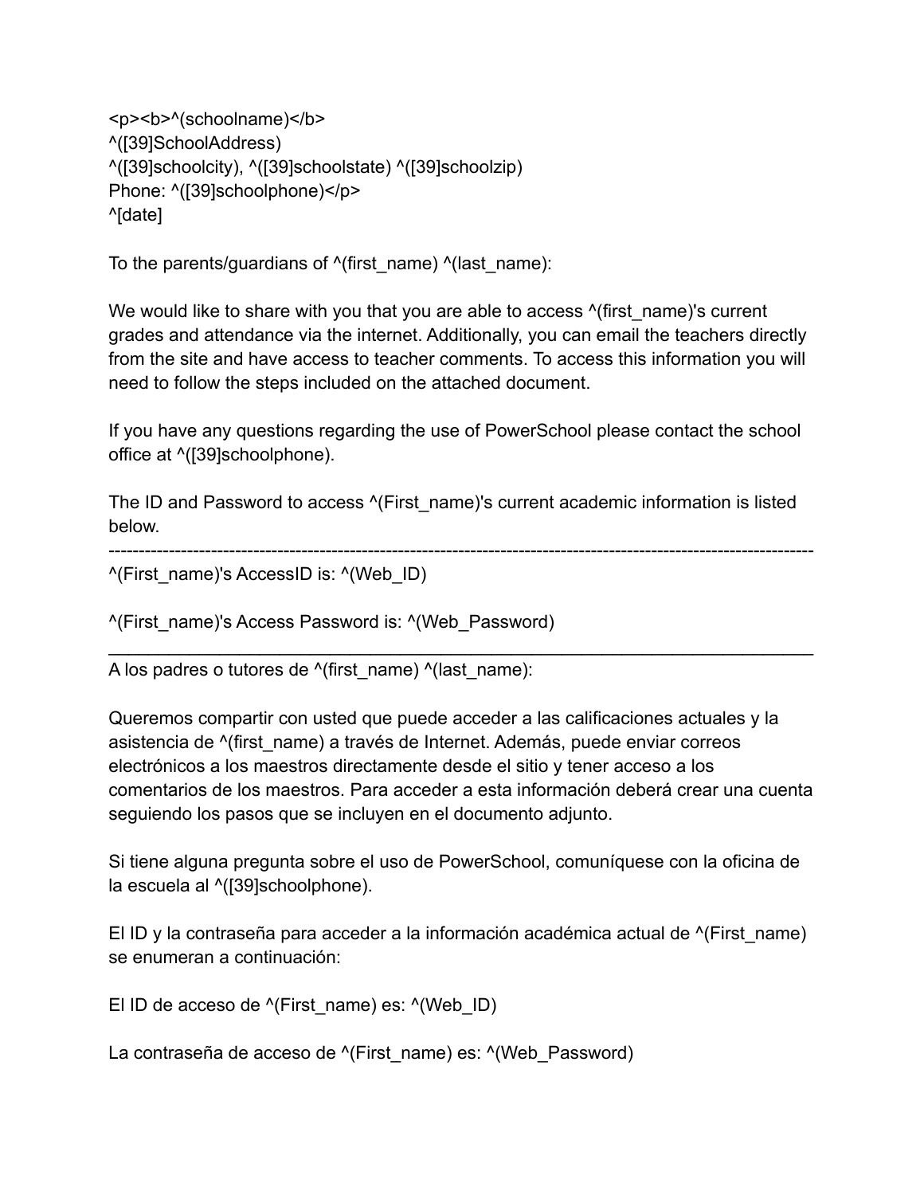<p><b>^(schoolname)</b>
^([39]SchoolAddress)
^([39]schoolcity), ^([39]schoolstate) ^([39]schoolzip)
Phone: ^([39]schoolphone)</p>
^[date]

To the parents/guardians of ^(first_name) ^(last_name):

We would like to share with you that you are able to access ^(first_name)'s current grades and attendance via the internet. Additionally, you can email the teachers directly from the site and have access to teacher comments. To access this information you will need to follow the steps included on the attached document.

If you have any questions regarding the use of PowerSchool please contact the school office at ^([39]schoolphone).

The ID and Password to access ^(First_name)'s current academic information is listed below.

---

^(First_name)'s AccessID is: ^(Web_ID)

^(First_name)'s Access Password is: ^(Web_Password)

---

A los padres o tutores de ^(first_name) ^(last_name):

Queremos compartir con usted que puede acceder a las calificaciones actuales y la asistencia de ^(first_name) a través de Internet. Además, puede enviar correos electrónicos a los maestros directamente desde el sitio y tener acceso a los comentarios de los maestros. Para acceder a esta información deberá crear una cuenta siguiendo los pasos que se incluyen en el documento adjunto.

Si tiene alguna pregunta sobre el uso de PowerSchool, comuníquese con la oficina de la escuela al ^([39]schoolphone).

El ID y la contraseña para acceder a la información académica actual de ^(First_name) se enumeran a continuación:

El ID de acceso de ^(First_name) es: ^(Web_ID)

La contraseña de acceso de ^(First_name) es: ^(Web_Password)